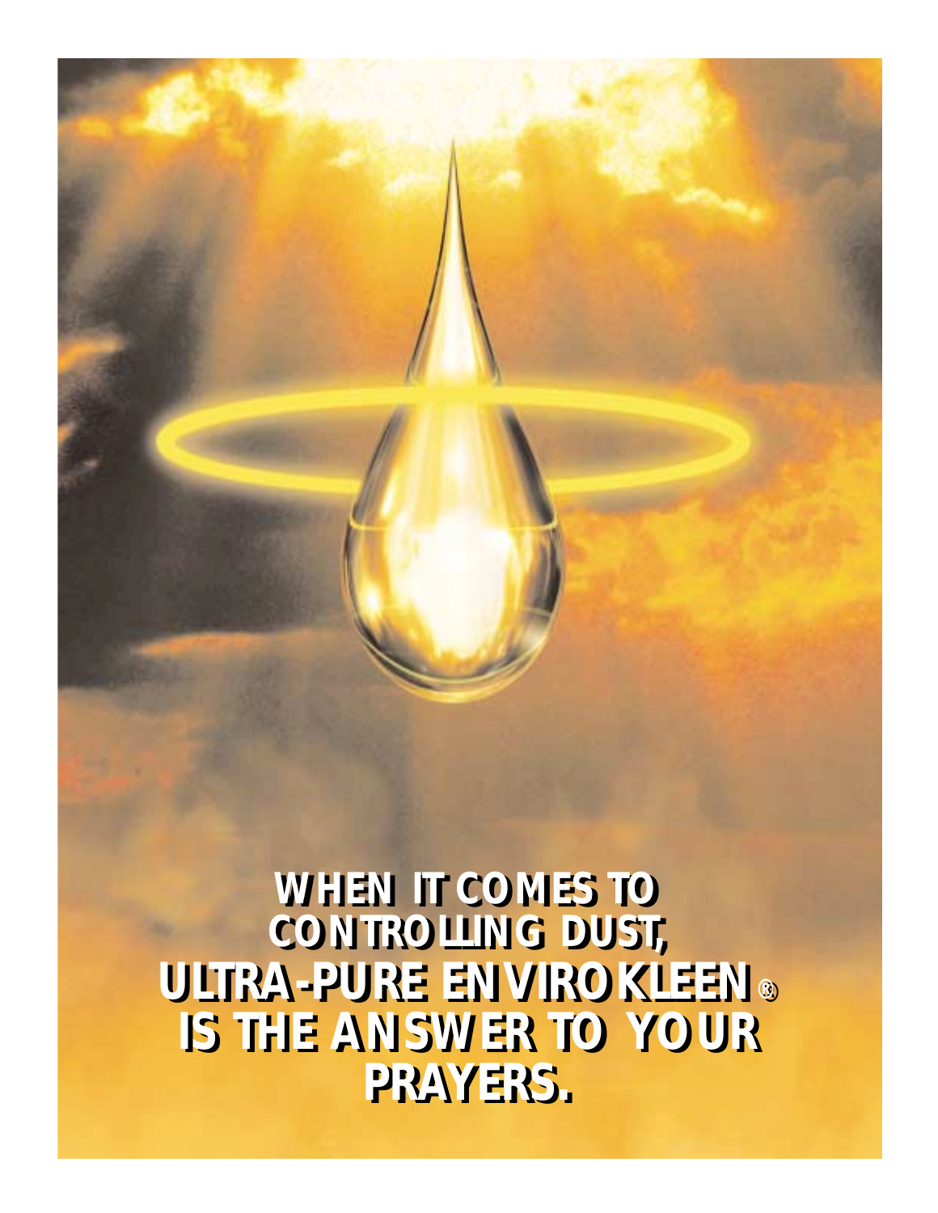**WHEN IT COMES TO CONTROLLING DUST, ULTRA-PURE ENVIROKLEEN® IS THE ANSWER TO YOUR PRAYERS.**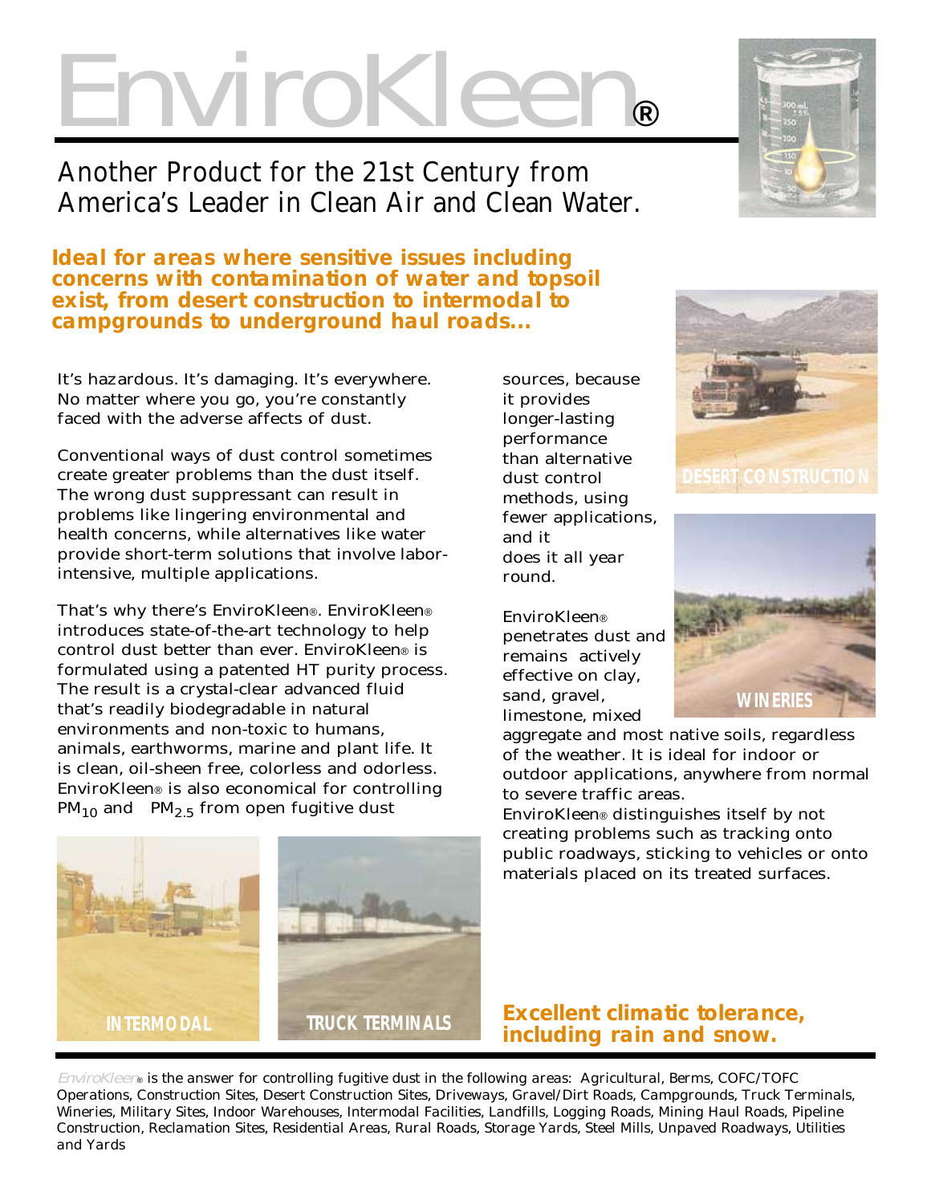# EnviroKleen®

Another Product for the 21st Century from America's Leader in Clean Air and Clean Water.

**Ideal for areas where sensitive issues including concerns with contamination of water and topsoil exist, from desert construction to intermodal to campgrounds to underground haul roads...**

It's hazardous. It's damaging. It's everywhere. No matter where you go, you're constantly faced with the adverse affects of dust.

Conventional ways of dust control sometimes create greater problems than the dust itself. The wrong dust suppressant can result in problems like lingering environmental and health concerns, while alternatives like water provide short-term solutions that involve labor-intensive, multiple applications.

That's why there's EnviroKleen®. EnviroKleen® introduces state-of-the-art technology to help control dust better than ever. EnviroKleen® is formulated using a patented HT purity process. The result is a crystal-clear advanced fluid that's readily biodegradable in natural environments and non-toxic to humans, animals, earthworms, marine and plant life. It is clean, oil-sheen free, colorless and odorless. EnviroKleen® is also economical for controlling $PM_{10}$ and $PM_{2.5}$ from open fugitive dust sources, because it provides longer-lasting performance than alternative dust control methods, using fewer applications, and it does it all year round.

EnviroKleen® penetrates dust and remains actively effective on clay, sand, gravel, limestone, mixed aggregate and most native soils, regardless of the weather. It is ideal for indoor or outdoor applications, anywhere from normal to severe traffic areas.

EnviroKleen® distinguishes itself by not creating problems such as tracking onto public roadways, sticking to vehicles or onto materials placed on its treated surfaces.

DESERT CONSTRUCTION

WINERIES

INTERMODAL

TRUCK TERMINALS

**Excellent climatic tolerance, including rain and snow.**

*EnviroKleen®* is the answer for controlling fugitive dust in the following areas: Agricultural, Berms, COFC/TOFC Operations, Construction Sites, Desert Construction Sites, Driveways, Gravel/Dirt Roads, Campgrounds, Truck Terminals, Wineries, Military Sites, Indoor Warehouses, Intermodal Facilities, Landfills, Logging Roads, Mining Haul Roads, Pipeline Construction, Reclamation Sites, Residential Areas, Rural Roads, Storage Yards, Steel Mills, Unpaved Roadways, Utilities and Yards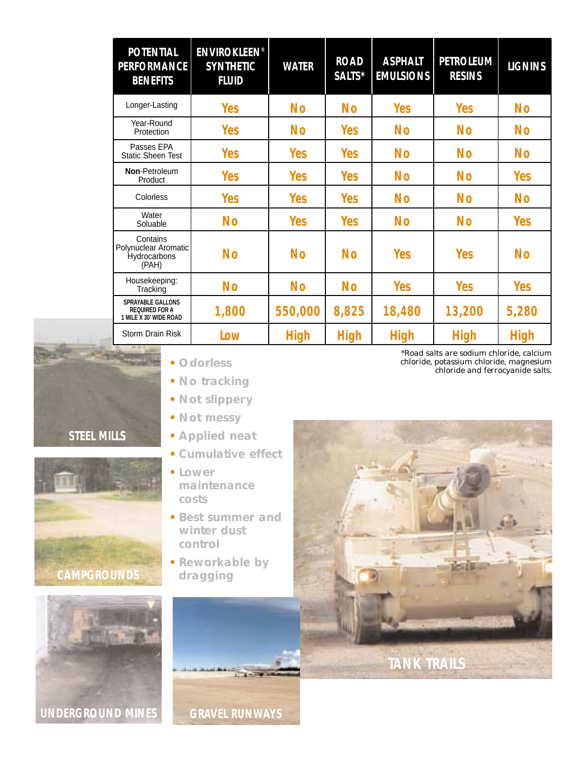| POTENTIAL PERFORMANCE BENEFITS | ENVIROKLEEN® SYNTHETIC FLUID | WATER | ROAD SALTS* | ASPHALT EMULSIONS | PETROLEUM RESINS | LIGNINS |
|---|---|---|---|---|---|---|
| Longer-Lasting | Yes | No | No | Yes | Yes | No |
| Year-Round Protection | Yes | No | Yes | No | No | No |
| Passes EPA Static Sheen Test | Yes | Yes | Yes | No | No | No |
| **Non**-Petroleum Product | Yes | Yes | Yes | No | No | Yes |
| Colorless | Yes | Yes | Yes | No | No | No |
| Water Soluable | No | Yes | Yes | No | No | Yes |
| Contains Polynuclear Aromatic Hydrocarbons (PAH) | No | No | No | Yes | Yes | No |
| Housekeeping: Tracking | No | No | No | Yes | Yes | Yes |
| SPRAYABLE GALLONS REQUIRED FOR A 1 MILE X 30' WIDE ROAD | 1,800 | 550,000 | 8,825 | 18,480 | 13,200 | 5,280 |
| Storm Drain Risk | Low | High | High | High | High | High |

*Road salts are sodium chloride, calcium chloride, potassium chloride, magnesium chloride and ferrocyanide salts.

- Odorless
- No tracking
- Not slippery
- Not messy
- Applied neat
- Cumulative effect
- Lower maintenance costs
- Best summer and winter dust control
- Reworkable by dragging

STEEL MILLS

CAMPGROUNDS

UNDERGROUND MINES

GRAVEL RUNWAYS

TANK TRAILS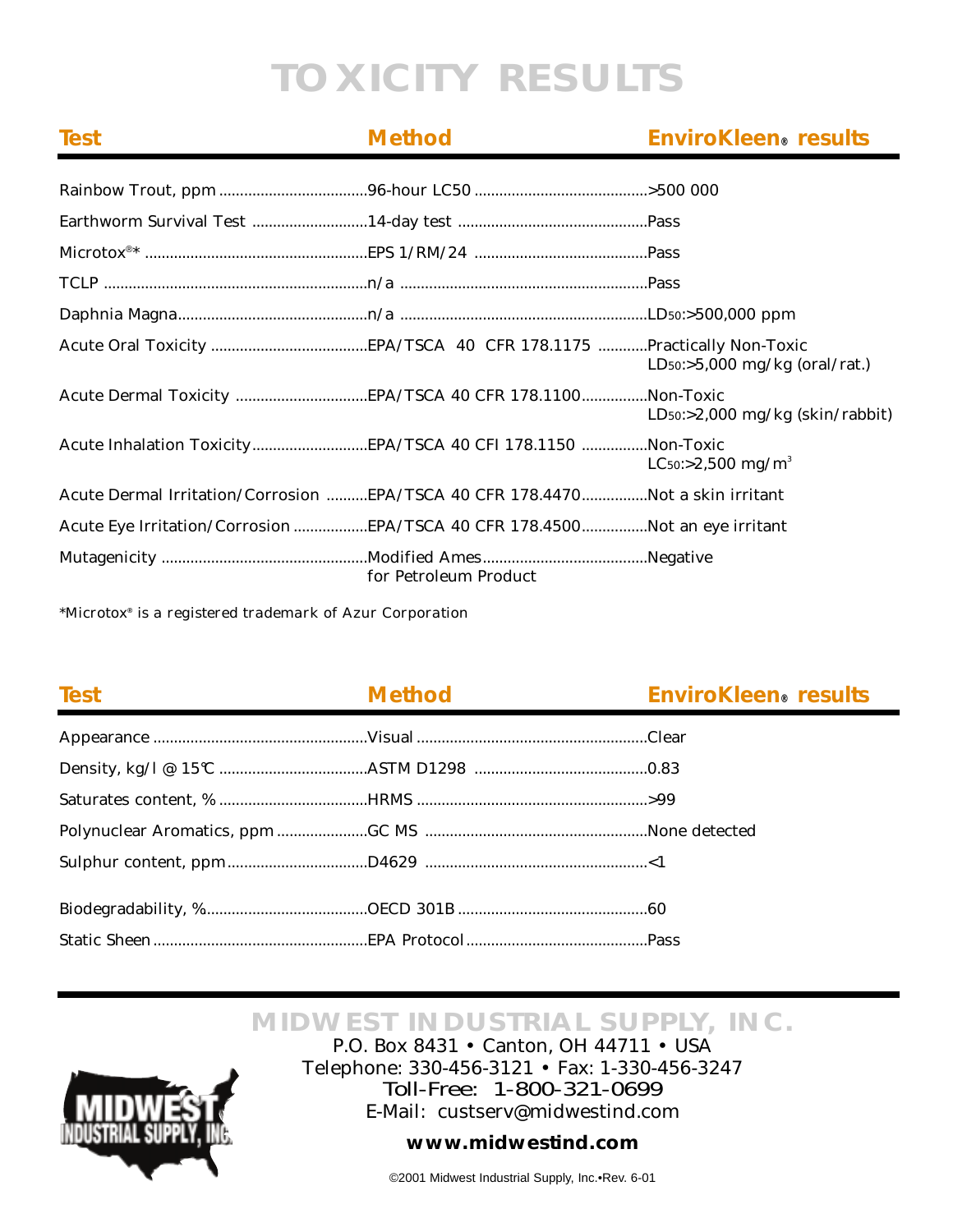# TOXICITY RESULTS

| Test | Method | EnviroKleen® results |
|---|---|---|
| Rainbow Trout, ppm | 96-hour LC50 | >500 000 |
| Earthworm Survival Test | 14-day test | Pass |
| Microtox®* | EPS 1/RM/24 | Pass |
| TCLP | n/a | Pass |
| Daphnia Magna | n/a | $LD_{50}$:>500,000 ppm |
| Acute Oral Toxicity | EPA/TSCA 40 CFR 178.1175 | Practically Non-Toxic $LD_{50}$:>5,000 mg/kg (oral/rat.) |
| Acute Dermal Toxicity | EPA/TSCA 40 CFR 178.1100 | Non-Toxic $LD_{50}$:>2,000 mg/kg (skin/rabbit) |
| Acute Inhalation Toxicity | EPA/TSCA 40 CFI 178.1150 | Non-Toxic $LC_{50}$:>2,500 mg/m$^3$ |
| Acute Dermal Irritation/Corrosion | EPA/TSCA 40 CFR 178.4470 | Not a skin irritant |
| Acute Eye Irritation/Corrosion | EPA/TSCA 40 CFR 178.4500 | Not an eye irritant |
| Mutagenicity | Modified Ames for Petroleum Product | Negative |

*Microtox® is a registered trademark of Azur Corporation

| Test | Method | EnviroKleen® results |
|---|---|---|
| Appearance | Visual | Clear |
| Density, kg/l @ 15°C | ASTM D1298 | 0.83 |
| Saturates content, % | HRMS | >99 |
| Polynuclear Aromatics, ppm | GC MS | None detected |
| Sulphur content, ppm | D4629 | <1 |
| Biodegradability, % | OECD 301B | 60 |
| Static Sheen | EPA Protocol | Pass |

## MIDWEST INDUSTRIAL SUPPLY, INC.

P.O. Box 8431 • Canton, OH 44711 • USA
Telephone: 330-456-3121 • Fax: 1-330-456-3247
Toll-Free: 1-800-321-0699
E-Mail: custserv@midwestind.com

**www.midwestind.com**

MIDWEST INDUSTRIAL SUPPLY, INC.

©2001 Midwest Industrial Supply, Inc.•Rev. 6-01